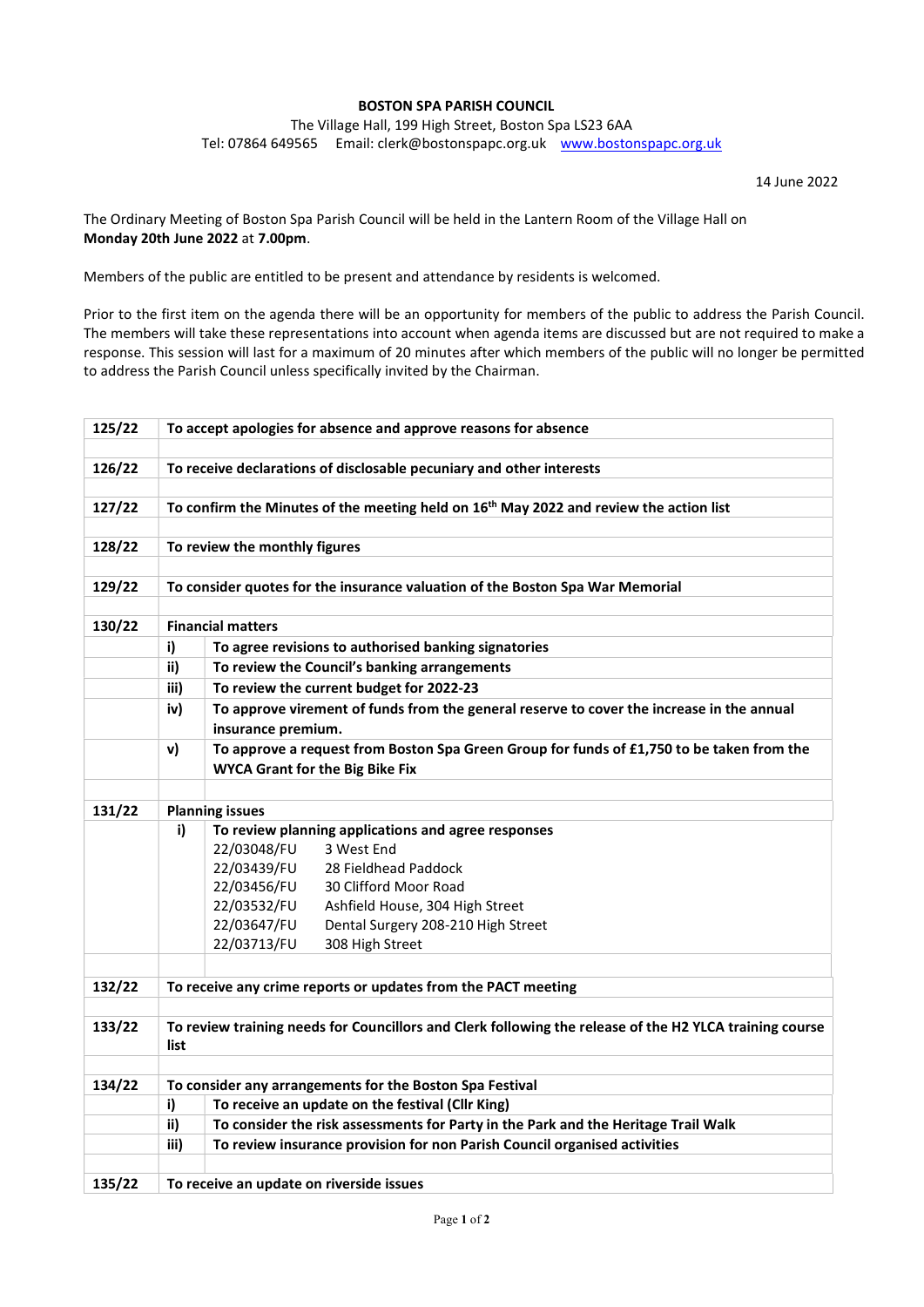**BOSTON SPA PARISH COUNCIL**

The Village Hall, 199 High Street, Boston Spa LS23 6AA
Tel: 07864 649565  Email: clerk@bostonspapc.org.uk  www.bostonspapc.org.uk

14 June 2022

The Ordinary Meeting of Boston Spa Parish Council will be held in the Lantern Room of the Village Hall on **Monday 20th June 2022** at **7.00pm**.

Members of the public are entitled to be present and attendance by residents is welcomed.

Prior to the first item on the agenda there will be an opportunity for members of the public to address the Parish Council. The members will take these representations into account when agenda items are discussed but are not required to make a response. This session will last for a maximum of 20 minutes after which members of the public will no longer be permitted to address the Parish Council unless specifically invited by the Chairman.

| | | |
|---|---|---|
| **125/22** | **To accept apologies for absence and approve reasons for absence** | |
| | | |
| **126/22** | **To receive declarations of disclosable pecuniary and other interests** | |
| | | |
| **127/22** | **To confirm the Minutes of the meeting held on 16th May 2022 and review the action list** | |
| | | |
| **128/22** | **To review the monthly figures** | |
| | | |
| **129/22** | **To consider quotes for the insurance valuation of the Boston Spa War Memorial** | |
| | | |
| **130/22** | **Financial matters** | |
| | **i)** | **To agree revisions to authorised banking signatories** |
| | **ii)** | **To review the Council's banking arrangements** |
| | **iii)** | **To review the current budget for 2022-23** |
| | **iv)** | **To approve virement of funds from the general reserve to cover the increase in the annual insurance premium.** |
| | **v)** | **To approve a request from Boston Spa Green Group for funds of £1,750 to be taken from the WYCA Grant for the Big Bike Fix** |
| | | |
| **131/22** | **Planning issues** | |
| | **i)** | **To review planning applications and agree responses**<br>22/03048/FU 3 West End<br>22/03439/FU 28 Fieldhead Paddock<br>22/03456/FU 30 Clifford Moor Road<br>22/03532/FU Ashfield House, 304 High Street<br>22/03647/FU Dental Surgery 208-210 High Street<br>22/03713/FU 308 High Street |
| | | |
| **132/22** | **To receive any crime reports or updates from the PACT meeting** | |
| | | |
| **133/22** | **To review training needs for Councillors and Clerk following the release of the H2 YLCA training course list** | |
| | | |
| **134/22** | **To consider any arrangements for the Boston Spa Festival** | |
| | **i)** | **To receive an update on the festival (Cllr King)** |
| | **ii)** | **To consider the risk assessments for Party in the Park and the Heritage Trail Walk** |
| | **iii)** | **To review insurance provision for non Parish Council organised activities** |
| | | |
| **135/22** | **To receive an update on riverside issues** | |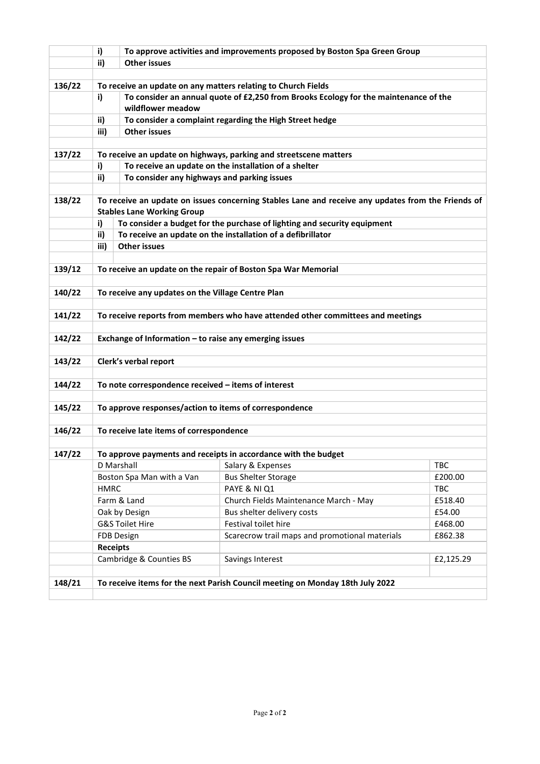| | | |
|---|---|---|
| | **i)** | **To approve activities and improvements proposed by Boston Spa Green Group** |
| | **ii)** | **Other issues** |
| | | |
| **136/22** | **To receive an update on any matters relating to Church Fields** | |
| | **i)** | **To consider an annual quote of £2,250 from Brooks Ecology for the maintenance of the wildflower meadow** |
| | **ii)** | **To consider a complaint regarding the High Street hedge** |
| | **iii)** | **Other issues** |
| | | |
| **137/22** | **To receive an update on highways, parking and streetscene matters** | |
| | **i)** | **To receive an update on the installation of a shelter** |
| | **ii)** | **To consider any highways and parking issues** |
| | | |
| **138/22** | **To receive an update on issues concerning Stables Lane and receive any updates from the Friends of Stables Lane Working Group** | |
| | **i)** | **To consider a budget for the purchase of lighting and security equipment** |
| | **ii)** | **To receive an update on the installation of a defibrillator** |
| | **iii)** | **Other issues** |
| | | |
| **139/12** | **To receive an update on the repair of Boston Spa War Memorial** | |
| | | |
| **140/22** | **To receive any updates on the Village Centre Plan** | |
| | | |
| **141/22** | **To receive reports from members who have attended other committees and meetings** | |
| | | |
| **142/22** | **Exchange of Information – to raise any emerging issues** | |
| | | |
| **143/22** | **Clerk's verbal report** | |
| | | |
| **144/22** | **To note correspondence received – items of interest** | |
| | | |
| **145/22** | **To approve responses/action to items of correspondence** | |
| | | |
| **146/22** | **To receive late items of correspondence** | |

| | | | |
|---|---|---|---|
| **147/22** | **To approve payments and receipts in accordance with the budget** | | |
| | D Marshall | Salary & Expenses | TBC |
| | Boston Spa Man with a Van | Bus Shelter Storage | £200.00 |
| | HMRC | PAYE & NI Q1 | TBC |
| | Farm & Land | Church Fields Maintenance March - May | £518.40 |
| | Oak by Design | Bus shelter delivery costs | £54.00 |
| | G&S Toilet Hire | Festival toilet hire | £468.00 |
| | FDB Design | Scarecrow trail maps and promotional materials | £862.38 |
| | **Receipts** | | |
| | Cambridge & Counties BS | Savings Interest | £2,125.29 |
| | | | |
| **148/21** | **To receive items for the next Parish Council meeting on Monday 18th July 2022** | | |